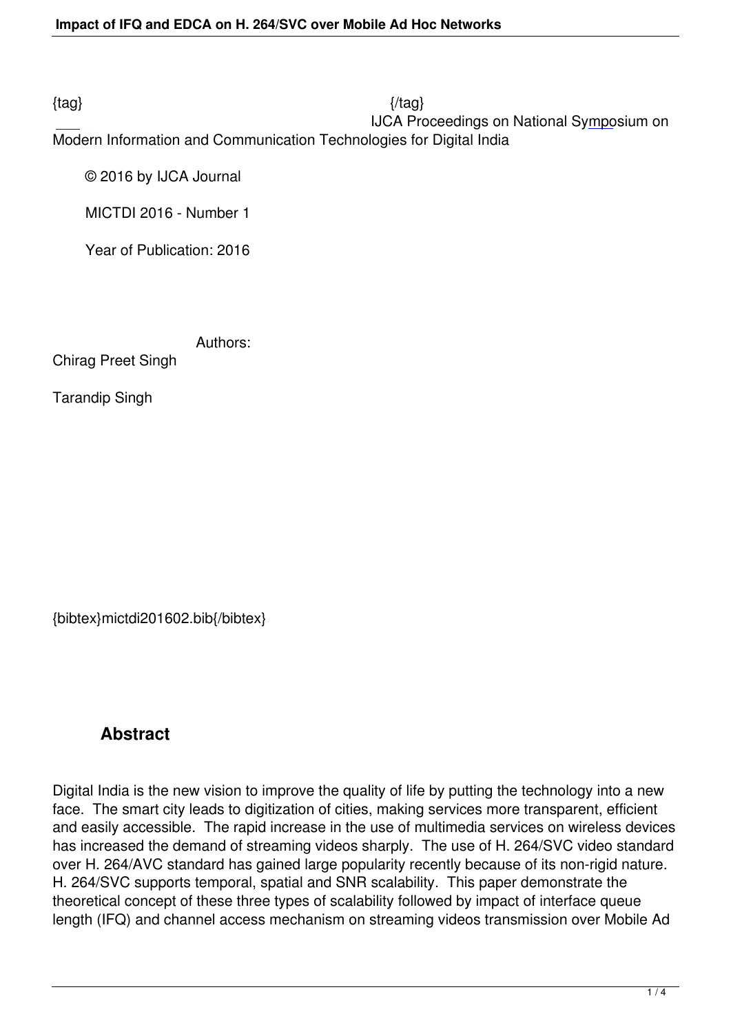{tag} {/tag}

IJCA Proceedings on National Symposium on Modern Information and Communication Technologies for Digital India

© 2016 by IJCA Journal

MICTDI 2016 - Number 1

Year of Publication: 2016

Authors:

Chirag Preet Singh

Tarandip Singh

{bibtex}mictdi201602.bib{/bibtex}

## Abstract

Digital India is the new vision to improve the quality of life by putting the technology into a new face. The smart city leads to digitization of cities, making services more transparent, efficient and easily accessible. The rapid increase in the use of multimedia services on wireless devices has increased the demand of streaming videos sharply. The use of H. 264/SVC video standard over H. 264/AVC standard has gained large popularity recently because of its non-rigid nature. H. 264/SVC supports temporal, spatial and SNR scalability. This paper demonstrate the theoretical concept of these three types of scalability followed by impact of interface queue length (IFQ) and channel access mechanism on streaming videos transmission over Mobile Ad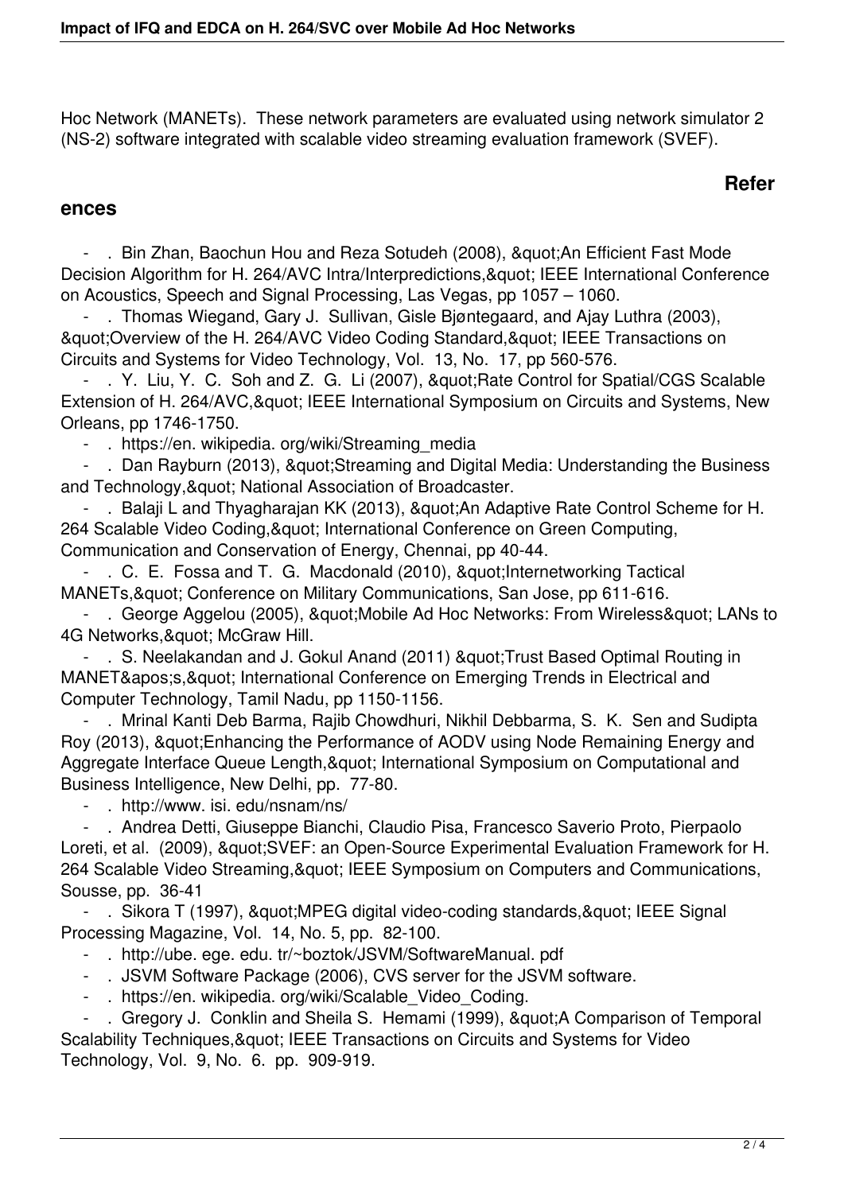Hoc Network (MANETs). These network parameters are evaluated using network simulator 2 (NS-2) software integrated with scalable video streaming evaluation framework (SVEF).

## References

- . Bin Zhan, Baochun Hou and Reza Sotudeh (2008), &quot;An Efficient Fast Mode Decision Algorithm for H. 264/AVC Intra/Interpredictions,&quot; IEEE International Conference on Acoustics, Speech and Signal Processing, Las Vegas, pp 1057 – 1060.
- . Thomas Wiegand, Gary J. Sullivan, Gisle Bjøntegaard, and Ajay Luthra (2003), &quot;Overview of the H. 264/AVC Video Coding Standard,&quot; IEEE Transactions on Circuits and Systems for Video Technology, Vol. 13, No. 17, pp 560-576.
- . Y. Liu, Y. C. Soh and Z. G. Li (2007), &quot;Rate Control for Spatial/CGS Scalable Extension of H. 264/AVC,&quot; IEEE International Symposium on Circuits and Systems, New Orleans, pp 1746-1750.
- . https://en. wikipedia. org/wiki/Streaming_media
- . Dan Rayburn (2013), &quot;Streaming and Digital Media: Understanding the Business and Technology,&quot; National Association of Broadcaster.
- . Balaji L and Thyagharajan KK (2013), &quot;An Adaptive Rate Control Scheme for H. 264 Scalable Video Coding,&quot; International Conference on Green Computing, Communication and Conservation of Energy, Chennai, pp 40-44.
- . C. E. Fossa and T. G. Macdonald (2010), &quot;Internetworking Tactical MANETs,&quot; Conference on Military Communications, San Jose, pp 611-616.
- . George Aggelou (2005), &quot;Mobile Ad Hoc Networks: From Wireless&quot; LANs to 4G Networks,&quot; McGraw Hill.
- . S. Neelakandan and J. Gokul Anand (2011) &quot;Trust Based Optimal Routing in MANET&apos;s,&quot; International Conference on Emerging Trends in Electrical and Computer Technology, Tamil Nadu, pp 1150-1156.
- . Mrinal Kanti Deb Barma, Rajib Chowdhuri, Nikhil Debbarma, S. K. Sen and Sudipta Roy (2013), &quot;Enhancing the Performance of AODV using Node Remaining Energy and Aggregate Interface Queue Length,&quot; International Symposium on Computational and Business Intelligence, New Delhi, pp. 77-80.
- . http://www. isi. edu/nsnam/ns/
- . Andrea Detti, Giuseppe Bianchi, Claudio Pisa, Francesco Saverio Proto, Pierpaolo Loreti, et al. (2009), &quot;SVEF: an Open-Source Experimental Evaluation Framework for H. 264 Scalable Video Streaming,&quot; IEEE Symposium on Computers and Communications, Sousse, pp. 36-41
- . Sikora T (1997), &quot;MPEG digital video-coding standards,&quot; IEEE Signal Processing Magazine, Vol. 14, No. 5, pp. 82-100.
- . http://ube. ege. edu. tr/~boztok/JSVM/SoftwareManual. pdf
- . JSVM Software Package (2006), CVS server for the JSVM software.
- . https://en. wikipedia. org/wiki/Scalable_Video_Coding.
- . Gregory J. Conklin and Sheila S. Hemami (1999), &quot;A Comparison of Temporal Scalability Techniques,&quot; IEEE Transactions on Circuits and Systems for Video Technology, Vol. 9, No. 6. pp. 909-919.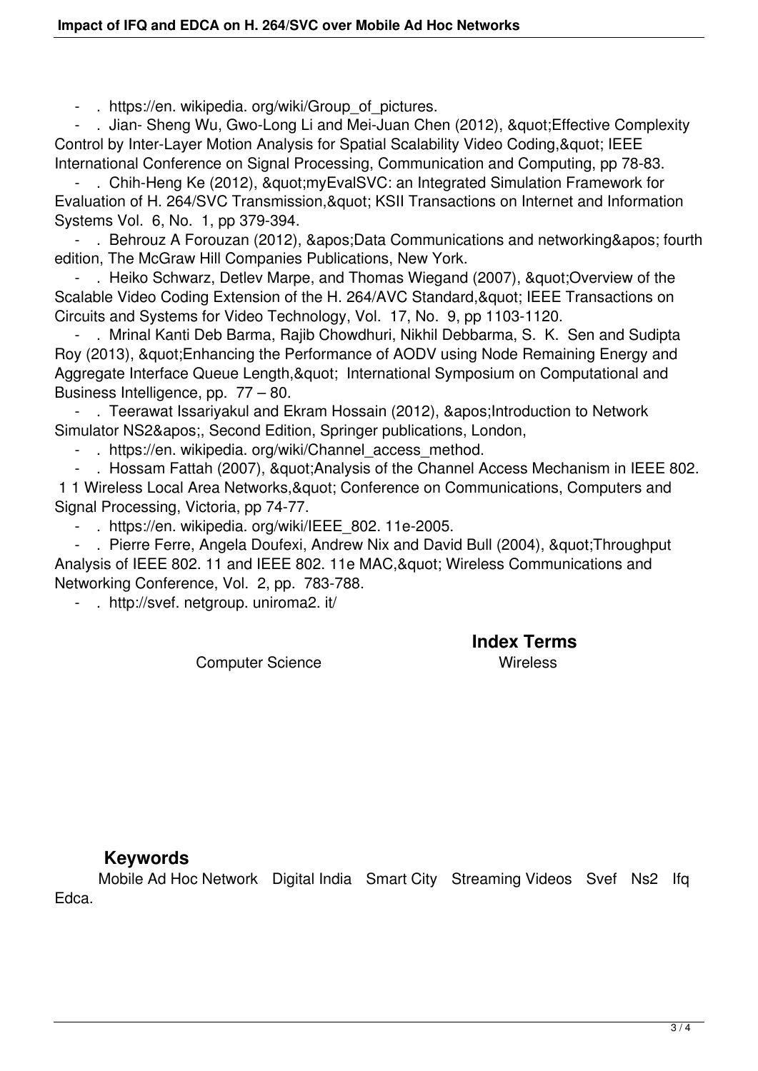- . https://en. wikipedia. org/wiki/Group_of_pictures.
- . Jian- Sheng Wu, Gwo-Long Li and Mei-Juan Chen (2012), &quot;Effective Complexity Control by Inter-Layer Motion Analysis for Spatial Scalability Video Coding,&quot; IEEE International Conference on Signal Processing, Communication and Computing, pp 78-83.
- . Chih-Heng Ke (2012), &quot;myEvalSVC: an Integrated Simulation Framework for Evaluation of H. 264/SVC Transmission,&quot; KSII Transactions on Internet and Information Systems Vol. 6, No. 1, pp 379-394.
- . Behrouz A Forouzan (2012), &apos;Data Communications and networking&apos; fourth edition, The McGraw Hill Companies Publications, New York.
- . Heiko Schwarz, Detlev Marpe, and Thomas Wiegand (2007), &quot;Overview of the Scalable Video Coding Extension of the H. 264/AVC Standard,&quot; IEEE Transactions on Circuits and Systems for Video Technology, Vol. 17, No. 9, pp 1103-1120.
- . Mrinal Kanti Deb Barma, Rajib Chowdhuri, Nikhil Debbarma, S. K. Sen and Sudipta Roy (2013), &quot;Enhancing the Performance of AODV using Node Remaining Energy and Aggregate Interface Queue Length,&quot; International Symposium on Computational and Business Intelligence, pp. 77 – 80.
- . Teerawat Issariyakul and Ekram Hossain (2012), &apos;Introduction to Network Simulator NS2&apos;, Second Edition, Springer publications, London,
- . https://en. wikipedia. org/wiki/Channel_access_method.
- . Hossam Fattah (2007), &quot;Analysis of the Channel Access Mechanism in IEEE 802. 1 1 Wireless Local Area Networks,&quot; Conference on Communications, Computers and Signal Processing, Victoria, pp 74-77.
- . https://en. wikipedia. org/wiki/IEEE_802. 11e-2005.
- . Pierre Ferre, Angela Doufexi, Andrew Nix and David Bull (2004), &quot;Throughput Analysis of IEEE 802. 11 and IEEE 802. 11e MAC,&quot; Wireless Communications and Networking Conference, Vol. 2, pp. 783-788.
- . http://svef. netgroup. uniroma2. it/

## Index Terms

Computer Science Wireless

## Keywords

Mobile Ad Hoc Network Digital India Smart City Streaming Videos Svef Ns2 Ifq Edca.